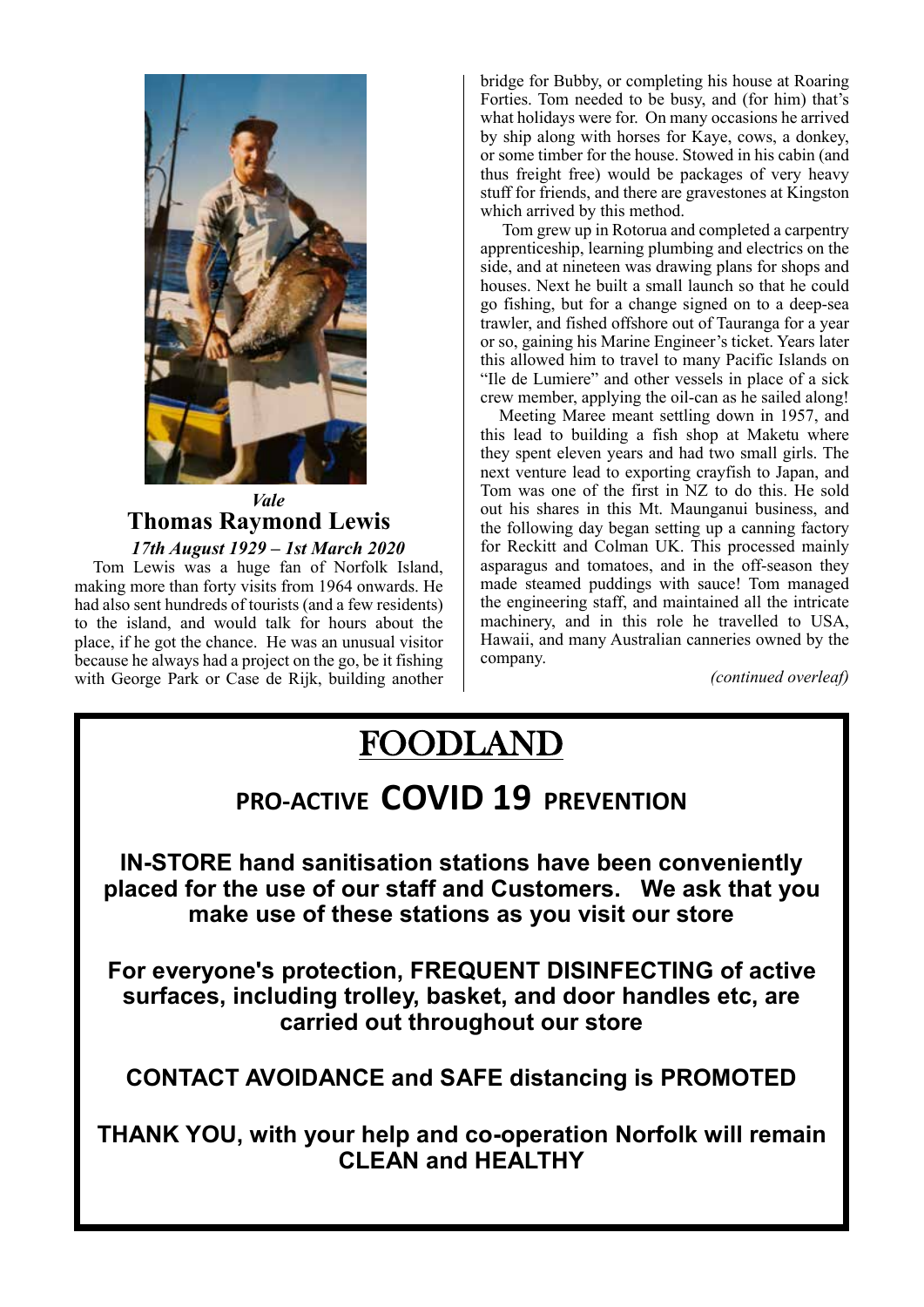*Vale*

## Thomas Raymond Lewis

***17th August 1929 – 1st March 2020***

Tom Lewis was a huge fan of Norfolk Island, making more than forty visits from 1964 onwards. He had also sent hundreds of tourists (and a few residents) to the island, and would talk for hours about the place, if he got the chance. He was an unusual visitor because he always had a project on the go, be it fishing with George Park or Case de Rijk, building another bridge for Bubby, or completing his house at Roaring Forties. Tom needed to be busy, and (for him) that's what holidays were for. On many occasions he arrived by ship along with horses for Kaye, cows, a donkey, or some timber for the house. Stowed in his cabin (and thus freight free) would be packages of very heavy stuff for friends, and there are gravestones at Kingston which arrived by this method.

Tom grew up in Rotorua and completed a carpentry apprenticeship, learning plumbing and electrics on the side, and at nineteen was drawing plans for shops and houses. Next he built a small launch so that he could go fishing, but for a change signed on to a deep-sea trawler, and fished offshore out of Tauranga for a year or so, gaining his Marine Engineer's ticket. Years later this allowed him to travel to many Pacific Islands on "Ile de Lumiere" and other vessels in place of a sick crew member, applying the oil-can as he sailed along!

Meeting Maree meant settling down in 1957, and this lead to building a fish shop at Maketu where they spent eleven years and had two small girls. The next venture lead to exporting crayfish to Japan, and Tom was one of the first in NZ to do this. He sold out his shares in this Mt. Maunganui business, and the following day began setting up a canning factory for Reckitt and Colman UK. This processed mainly asparagus and tomatoes, and in the off-season they made steamed puddings with sauce! Tom managed the engineering staff, and maintained all the intricate machinery, and in this role he travelled to USA, Hawaii, and many Australian canneries owned by the company.

*(continued overleaf)*

---

# FOODLAND

## PRO-ACTIVE COVID 19 PREVENTION

**IN-STORE hand sanitisation stations have been conveniently placed for the use of our staff and Customers. We ask that you make use of these stations as you visit our store**

**For everyone's protection, FREQUENT DISINFECTING of active surfaces, including trolley, basket, and door handles etc, are carried out throughout our store**

**CONTACT AVOIDANCE and SAFE distancing is PROMOTED**

**THANK YOU, with your help and co-operation Norfolk will remain CLEAN and HEALTHY**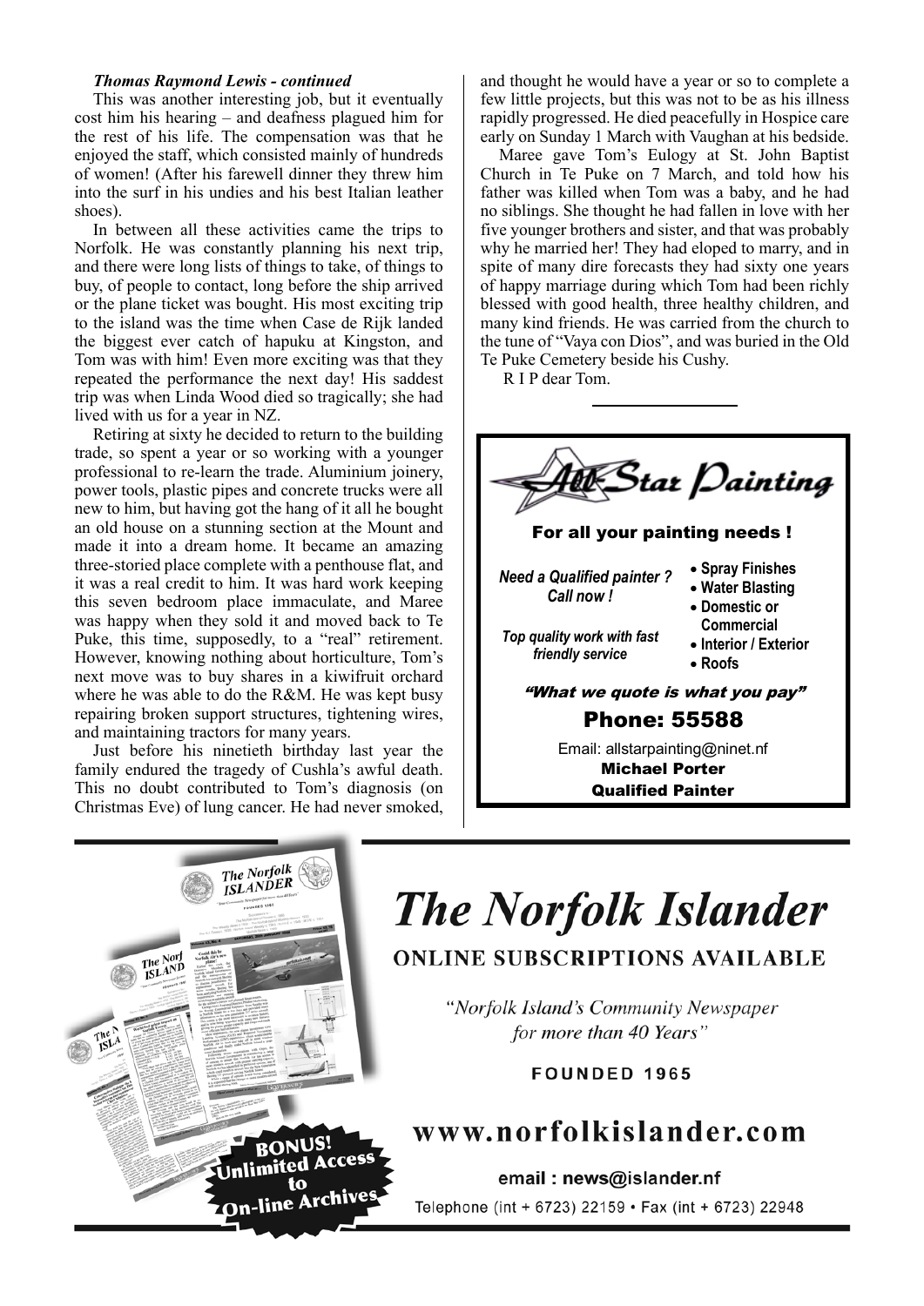***Thomas Raymond Lewis - continued***

This was another interesting job, but it eventually cost him his hearing – and deafness plagued him for the rest of his life. The compensation was that he enjoyed the staff, which consisted mainly of hundreds of women! (After his farewell dinner they threw him into the surf in his undies and his best Italian leather shoes).

In between all these activities came the trips to Norfolk. He was constantly planning his next trip, and there were long lists of things to take, of things to buy, of people to contact, long before the ship arrived or the plane ticket was bought. His most exciting trip to the island was the time when Case de Rijk landed the biggest ever catch of hapuku at Kingston, and Tom was with him! Even more exciting was that they repeated the performance the next day! His saddest trip was when Linda Wood died so tragically; she had lived with us for a year in NZ.

Retiring at sixty he decided to return to the building trade, so spent a year or so working with a younger professional to re-learn the trade. Aluminium joinery, power tools, plastic pipes and concrete trucks were all new to him, but having got the hang of it all he bought an old house on a stunning section at the Mount and made it into a dream home. It became an amazing three-storied place complete with a penthouse flat, and it was a real credit to him. It was hard work keeping this seven bedroom place immaculate, and Maree was happy when they sold it and moved back to Te Puke, this time, supposedly, to a "real" retirement. However, knowing nothing about horticulture, Tom's next move was to buy shares in a kiwifruit orchard where he was able to do the R&M. He was kept busy repairing broken support structures, tightening wires, and maintaining tractors for many years.

Just before his ninetieth birthday last year the family endured the tragedy of Cushla's awful death. This no doubt contributed to Tom's diagnosis (on Christmas Eve) of lung cancer. He had never smoked, and thought he would have a year or so to complete a few little projects, but this was not to be as his illness rapidly progressed. He died peacefully in Hospice care early on Sunday 1 March with Vaughan at his bedside.

Maree gave Tom's Eulogy at St. John Baptist Church in Te Puke on 7 March, and told how his father was killed when Tom was a baby, and he had no siblings. She thought he had fallen in love with her five younger brothers and sister, and that was probably why he married her! They had eloped to marry, and in spite of many dire forecasts they had sixty one years of happy marriage during which Tom had been richly blessed with good health, three healthy children, and many kind friends. He was carried from the church to the tune of "Vaya con Dios", and was buried in the Old Te Puke Cemetery beside his Cushy.

R I P dear Tom.

---

**All-Star Painting**

**For all your painting needs !**

***Need a Qualified painter ? Call now !***

***Top quality work with fast friendly service***

- **Spray Finishes**
- **Water Blasting**
- **Domestic or Commercial**
- **Interior / Exterior**
- **Roofs**

***"What we quote is what you pay"***

**Phone: 55588**

Email: allstarpainting@ninet.nf

**Michael Porter**
**Qualified Painter**

---

**BONUS! Unlimited Access to On-line Archives**

# *The Norfolk Islander*

**ONLINE SUBSCRIPTIONS AVAILABLE**

*"Norfolk Island's Community Newspaper for more than 40 Years"*

**FOUNDED 1965**

**www.norfolkislander.com**

email : news@islander.nf

Telephone (int + 6723) 22159 • Fax (int + 6723) 22948